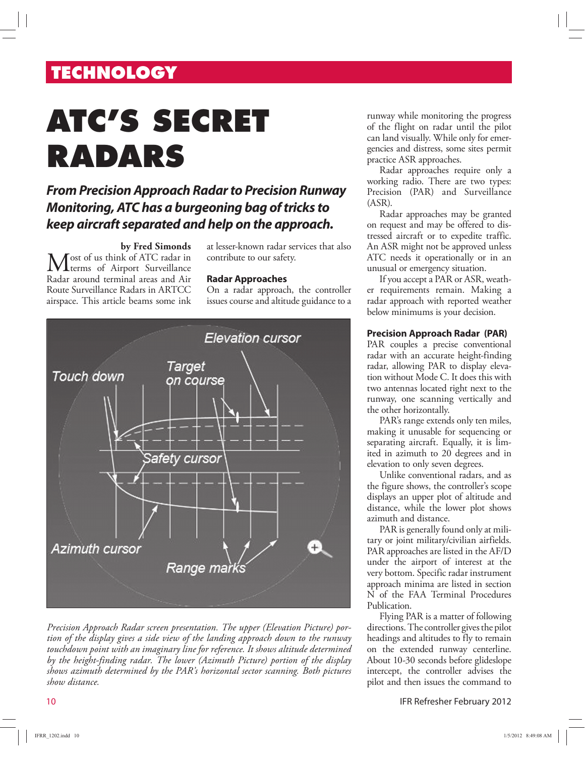TECHNOLOGY

# ATC'S SECRET RADARS

***From Precision Approach Radar to Precision Runway Monitoring, ATC has a burgeoning bag of tricks to keep aircraft separated and help on the approach.***

**by Fred Simonds**

Most of us think of ATC radar in terms of Airport Surveillance Radar around terminal areas and Air Route Surveillance Radars in ARTCC airspace. This article beams some ink at lesser-known radar services that also contribute to our safety.

### Radar Approaches

On a radar approach, the controller issues course and altitude guidance to a runway while monitoring the progress of the flight on radar until the pilot can land visually. While only for emergencies and distress, some sites permit practice ASR approaches.

Radar approaches require only a working radio. There are two types: Precision (PAR) and Surveillance (ASR).

Radar approaches may be granted on request and may be offered to distressed aircraft or to expedite traffic. An ASR might not be approved unless ATC needs it operationally or in an unusual or emergency situation.

If you accept a PAR or ASR, weather requirements remain. Making a radar approach with reported weather below minimums is your decision.

*Precision Approach Radar screen presentation. The upper (Elevation Picture) portion of the display gives a side view of the landing approach down to the runway touchdown point with an imaginary line for reference. It shows altitude determined by the height-finding radar. The lower (Azimuth Picture) portion of the display shows azimuth determined by the PAR's horizontal sector scanning. Both pictures show distance.*

### Precision Approach Radar (PAR)

PAR couples a precise conventional radar with an accurate height-finding radar, allowing PAR to display elevation without Mode C. It does this with two antennas located right next to the runway, one scanning vertically and the other horizontally.

PAR's range extends only ten miles, making it unusable for sequencing or separating aircraft. Equally, it is limited in azimuth to 20 degrees and in elevation to only seven degrees.

Unlike conventional radars, and as the figure shows, the controller's scope displays an upper plot of altitude and distance, while the lower plot shows azimuth and distance.

PAR is generally found only at military or joint military/civilian airfields. PAR approaches are listed in the AF/D under the airport of interest at the very bottom. Specific radar instrument approach minima are listed in section N of the FAA Terminal Procedures Publication.

Flying PAR is a matter of following directions. The controller gives the pilot headings and altitudes to fly to remain on the extended runway centerline. About 10-30 seconds before glideslope intercept, the controller advises the pilot and then issues the command to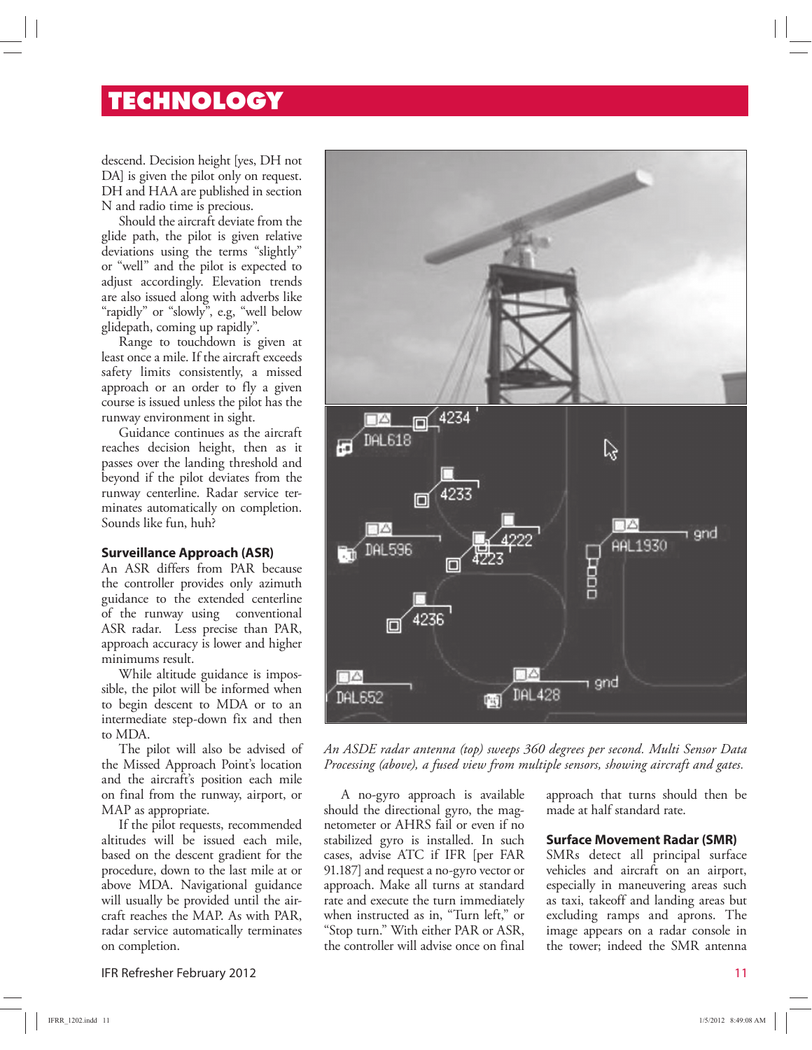descend. Decision height [yes, DH not DA] is given the pilot only on request. DH and HAA are published in section N and radio time is precious.

Should the aircraft deviate from the glide path, the pilot is given relative deviations using the terms "slightly" or "well" and the pilot is expected to adjust accordingly. Elevation trends are also issued along with adverbs like "rapidly" or "slowly", e.g, "well below glidepath, coming up rapidly".

Range to touchdown is given at least once a mile. If the aircraft exceeds safety limits consistently, a missed approach or an order to fly a given course is issued unless the pilot has the runway environment in sight.

Guidance continues as the aircraft reaches decision height, then as it passes over the landing threshold and beyond if the pilot deviates from the runway centerline. Radar service terminates automatically on completion. Sounds like fun, huh?

### Surveillance Approach (ASR)

An ASR differs from PAR because the controller provides only azimuth guidance to the extended centerline of the runway using conventional ASR radar. Less precise than PAR, approach accuracy is lower and higher minimums result.

While altitude guidance is impossible, the pilot will be informed when to begin descent to MDA or to an intermediate step-down fix and then to MDA.

The pilot will also be advised of the Missed Approach Point's location and the aircraft's position each mile on final from the runway, airport, or MAP as appropriate.

If the pilot requests, recommended altitudes will be issued each mile, based on the descent gradient for the procedure, down to the last mile at or above MDA. Navigational guidance will usually be provided until the aircraft reaches the MAP. As with PAR, radar service automatically terminates on completion.

*An ASDE radar antenna (top) sweeps 360 degrees per second. Multi Sensor Data Processing (above), a fused view from multiple sensors, showing aircraft and gates.*

A no-gyro approach is available should the directional gyro, the magnetometer or AHRS fail or even if no stabilized gyro is installed. In such cases, advise ATC if IFR [per FAR 91.187] and request a no-gyro vector or approach. Make all turns at standard rate and execute the turn immediately when instructed as in, "Turn left," or "Stop turn." With either PAR or ASR, the controller will advise once on final approach that turns should then be made at half standard rate.

### Surface Movement Radar (SMR)

SMRs detect all principal surface vehicles and aircraft on an airport, especially in maneuvering areas such as taxi, takeoff and landing areas but excluding ramps and aprons. The image appears on a radar console in the tower; indeed the SMR antenna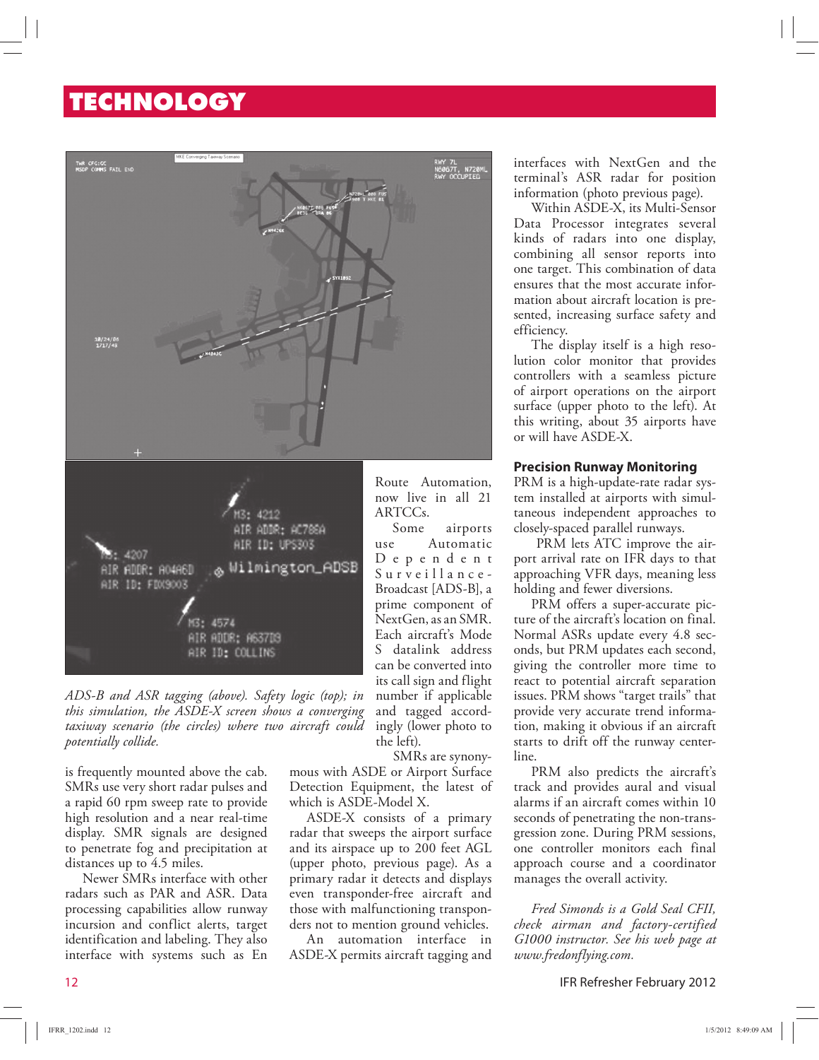ADS-B and ASR tagging (above). Safety logic (top); in this simulation, the ASDE-X screen shows a converging taxiway scenario (the circles) where two aircraft could potentially collide.

is frequently mounted above the cab. SMRs use very short radar pulses and a rapid 60 rpm sweep rate to provide high resolution and a near real-time display. SMR signals are designed to penetrate fog and precipitation at distances up to 4.5 miles.

Newer SMRs interface with other radars such as PAR and ASR. Data processing capabilities allow runway incursion and conflict alerts, target identification and labeling. They also interface with systems such as En Route Automation, now live in all 21 ARTCCs.

Some airports use Automatic Dependent Surveillance-Broadcast [ADS-B], a prime component of NextGen, as an SMR. Each aircraft's Mode S datalink address can be converted into its call sign and flight number if applicable and tagged accordingly (lower photo to the left).

SMRs are synonymous with ASDE or Airport Surface Detection Equipment, the latest of which is ASDE-Model X.

ASDE-X consists of a primary radar that sweeps the airport surface and its airspace up to 200 feet AGL (upper photo, previous page). As a primary radar it detects and displays even transponder-free aircraft and those with malfunctioning transponders not to mention ground vehicles.

An automation interface in ASDE-X permits aircraft tagging and interfaces with NextGen and the terminal's ASR radar for position information (photo previous page).

Within ASDE-X, its Multi-Sensor Data Processor integrates several kinds of radars into one display, combining all sensor reports into one target. This combination of data ensures that the most accurate information about aircraft location is presented, increasing surface safety and efficiency.

The display itself is a high resolution color monitor that provides controllers with a seamless picture of airport operations on the airport surface (upper photo to the left). At this writing, about 35 airports have or will have ASDE-X.

## Precision Runway Monitoring

PRM is a high-update-rate radar system installed at airports with simultaneous independent approaches to closely-spaced parallel runways.

PRM lets ATC improve the airport arrival rate on IFR days to that approaching VFR days, meaning less holding and fewer diversions.

PRM offers a super-accurate picture of the aircraft's location on final. Normal ASRs update every 4.8 seconds, but PRM updates each second, giving the controller more time to react to potential aircraft separation issues. PRM shows "target trails" that provide very accurate trend information, making it obvious if an aircraft starts to drift off the runway centerline.

PRM also predicts the aircraft's track and provides aural and visual alarms if an aircraft comes within 10 seconds of penetrating the non-transgression zone. During PRM sessions, one controller monitors each final approach course and a coordinator manages the overall activity.

*Fred Simonds is a Gold Seal CFII, check airman and factory-certified G1000 instructor. See his web page at www.fredonflying.com.*